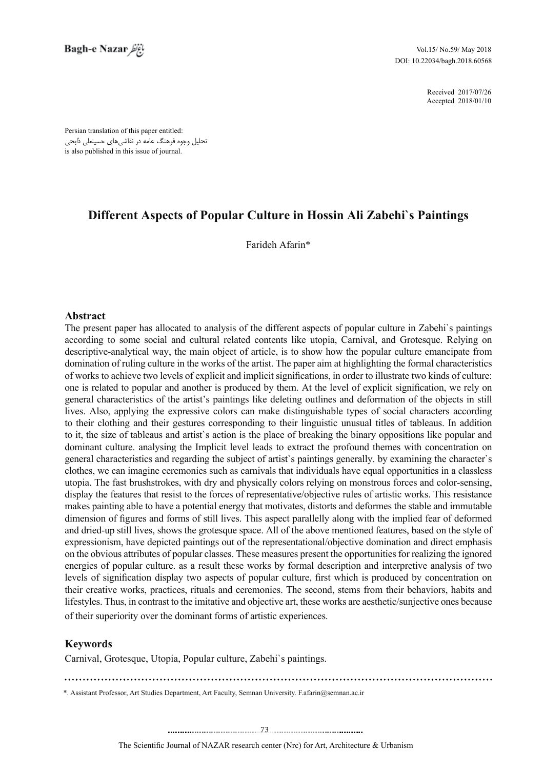Received 2017/07/26
Accepted 2018/01/10

Persian translation of this paper entitled:
تحلیل وجوه فرهنگ عامه در نقاشی‌های حسینعلی ذابحی
is also published in this issue of journal.

# Different Aspects of Popular Culture in Hossin Ali Zabehi`s Paintings

Farideh Afarin*

## Abstract

The present paper has allocated to analysis of the different aspects of popular culture in Zabehi`s paintings according to some social and cultural related contents like utopia, Carnival, and Grotesque. Relying on descriptive-analytical way, the main object of article, is to show how the popular culture emancipate from domination of ruling culture in the works of the artist. The paper aim at highlighting the formal characteristics of works to achieve two levels of explicit and implicit significations, in order to illustrate two kinds of culture: one is related to popular and another is produced by them. At the level of explicit signification, we rely on general characteristics of the artist's paintings like deleting outlines and deformation of the objects in still lives. Also, applying the expressive colors can make distinguishable types of social characters according to their clothing and their gestures corresponding to their linguistic unusual titles of tableaus. In addition to it, the size of tableaus and artist`s action is the place of breaking the binary oppositions like popular and dominant culture. analysing the Implicit level leads to extract the profound themes with concentration on general characteristics and regarding the subject of artist`s paintings generally. by examining the character`s clothes, we can imagine ceremonies such as carnivals that individuals have equal opportunities in a classless utopia. The fast brushstrokes, with dry and physically colors relying on monstrous forces and color-sensing, display the features that resist to the forces of representative/objective rules of artistic works. This resistance makes painting able to have a potential energy that motivates, distorts and deformes the stable and immutable dimension of figures and forms of still lives. This aspect parallelly along with the implied fear of deformed and dried-up still lives, shows the grotesque space. All of the above mentioned features, based on the style of expressionism, have depicted paintings out of the representational/objective domination and direct emphasis on the obvious attributes of popular classes. These measures present the opportunities for realizing the ignored energies of popular culture. as a result these works by formal description and interpretive analysis of two levels of signification display two aspects of popular culture, first which is produced by concentration on their creative works, practices, rituals and ceremonies. The second, stems from their behaviors, habits and lifestyles. Thus, in contrast to the imitative and objective art, these works are aesthetic/sunjective ones because of their superiority over the dominant forms of artistic experiences.

## Keywords

Carnival, Grotesque, Utopia, Popular culture, Zabehi`s paintings.

*. Assistant Professor, Art Studies Department, Art Faculty, Semnan University. F.afarin@semnan.ac.ir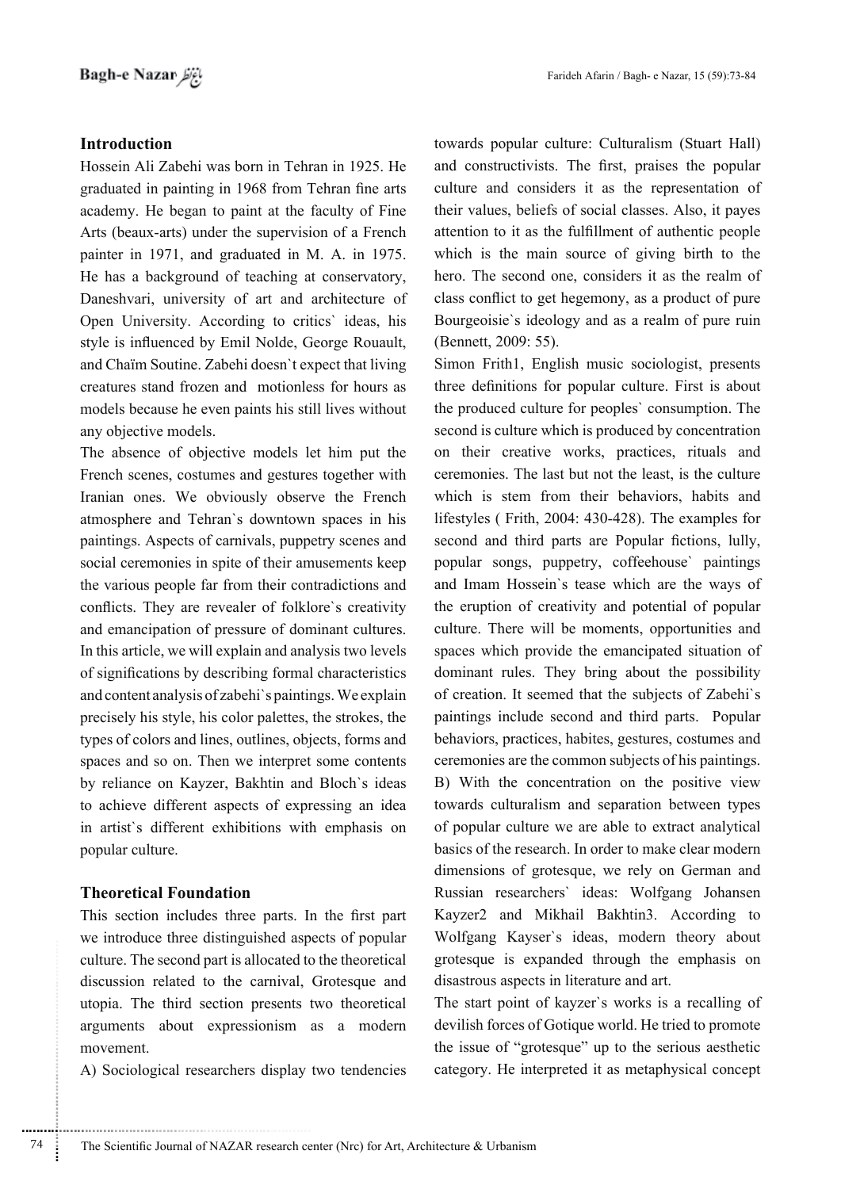## Introduction

Hossein Ali Zabehi was born in Tehran in 1925. He graduated in painting in 1968 from Tehran fine arts academy. He began to paint at the faculty of Fine Arts (beaux-arts) under the supervision of a French painter in 1971, and graduated in M. A. in 1975. He has a background of teaching at conservatory, Daneshvari, university of art and architecture of Open University. According to critics` ideas, his style is influenced by Emil Nolde, George Rouault, and Chaïm Soutine. Zabehi doesn`t expect that living creatures stand frozen and motionless for hours as models because he even paints his still lives without any objective models.

The absence of objective models let him put the French scenes, costumes and gestures together with Iranian ones. We obviously observe the French atmosphere and Tehran`s downtown spaces in his paintings. Aspects of carnivals, puppetry scenes and social ceremonies in spite of their amusements keep the various people far from their contradictions and conflicts. They are revealer of folklore`s creativity and emancipation of pressure of dominant cultures. In this article, we will explain and analysis two levels of significations by describing formal characteristics and content analysis of zabehi`s paintings. We explain precisely his style, his color palettes, the strokes, the types of colors and lines, outlines, objects, forms and spaces and so on. Then we interpret some contents by reliance on Kayzer, Bakhtin and Bloch`s ideas to achieve different aspects of expressing an idea in artist`s different exhibitions with emphasis on popular culture.

## Theoretical Foundation

This section includes three parts. In the first part we introduce three distinguished aspects of popular culture. The second part is allocated to the theoretical discussion related to the carnival, Grotesque and utopia. The third section presents two theoretical arguments about expressionism as a modern movement.

A) Sociological researchers display two tendencies towards popular culture: Culturalism (Stuart Hall) and constructivists. The first, praises the popular culture and considers it as the representation of their values, beliefs of social classes. Also, it payes attention to it as the fulfillment of authentic people which is the main source of giving birth to the hero. The second one, considers it as the realm of class conflict to get hegemony, as a product of pure Bourgeoisie`s ideology and as a realm of pure ruin (Bennett, 2009: 55).

Simon Frith1, English music sociologist, presents three definitions for popular culture. First is about the produced culture for peoples` consumption. The second is culture which is produced by concentration on their creative works, practices, rituals and ceremonies. The last but not the least, is the culture which is stem from their behaviors, habits and lifestyles ( Frith, 2004: 430-428). The examples for second and third parts are Popular fictions, lully, popular songs, puppetry, coffeehouse` paintings and Imam Hossein`s tease which are the ways of the eruption of creativity and potential of popular culture. There will be moments, opportunities and spaces which provide the emancipated situation of dominant rules. They bring about the possibility of creation. It seemed that the subjects of Zabehi`s paintings include second and third parts. Popular behaviors, practices, habites, gestures, costumes and ceremonies are the common subjects of his paintings.

B) With the concentration on the positive view towards culturalism and separation between types of popular culture we are able to extract analytical basics of the research. In order to make clear modern dimensions of grotesque, we rely on German and Russian researchers` ideas: Wolfgang Johansen Kayzer2 and Mikhail Bakhtin3. According to Wolfgang Kayser`s ideas, modern theory about grotesque is expanded through the emphasis on disastrous aspects in literature and art.

The start point of kayzer`s works is a recalling of devilish forces of Gotique world. He tried to promote the issue of "grotesque" up to the serious aesthetic category. He interpreted it as metaphysical concept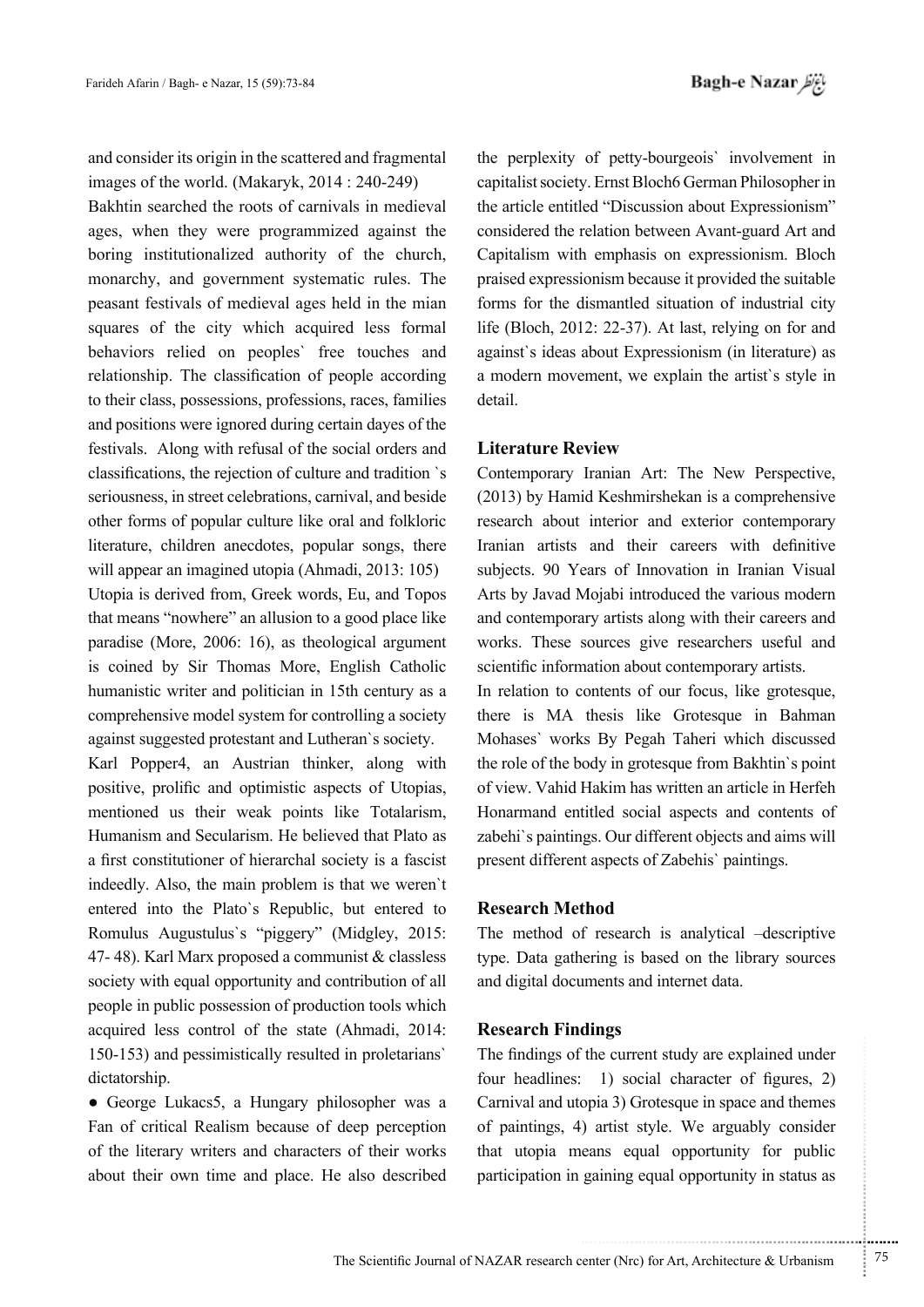and consider its origin in the scattered and fragmental images of the world. (Makaryk, 2014 : 240-249)

Bakhtin searched the roots of carnivals in medieval ages, when they were programmized against the boring institutionalized authority of the church, monarchy, and government systematic rules. The peasant festivals of medieval ages held in the mian squares of the city which acquired less formal behaviors relied on peoples` free touches and relationship. The classification of people according to their class, possessions, professions, races, families and positions were ignored during certain dayes of the festivals. Along with refusal of the social orders and classifications, the rejection of culture and tradition `s seriousness, in street celebrations, carnival, and beside other forms of popular culture like oral and folkloric literature, children anecdotes, popular songs, there will appear an imagined utopia (Ahmadi, 2013: 105)

Utopia is derived from, Greek words, Eu, and Topos that means "nowhere" an allusion to a good place like paradise (More, 2006: 16), as theological argument is coined by Sir Thomas More, English Catholic humanistic writer and politician in 15th century as a comprehensive model system for controlling a society against suggested protestant and Lutheran`s society.

Karl Popper4, an Austrian thinker, along with positive, prolific and optimistic aspects of Utopias, mentioned us their weak points like Totalarism, Humanism and Secularism. He believed that Plato as a first constitutioner of hierarchal society is a fascist indeedly. Also, the main problem is that we weren`t entered into the Plato`s Republic, but entered to Romulus Augustulus`s "piggery" (Midgley, 2015: 47- 48). Karl Marx proposed a communist & classless society with equal opportunity and contribution of all people in public possession of production tools which acquired less control of the state (Ahmadi, 2014: 150-153) and pessimistically resulted in proletarians` dictatorship.

- George Lukacs5, a Hungary philosopher was a Fan of critical Realism because of deep perception of the literary writers and characters of their works about their own time and place. He also described the perplexity of petty-bourgeois` involvement in capitalist society. Ernst Bloch6 German Philosopher in the article entitled "Discussion about Expressionism" considered the relation between Avant-guard Art and Capitalism with emphasis on expressionism. Bloch praised expressionism because it provided the suitable forms for the dismantled situation of industrial city life (Bloch, 2012: 22-37). At last, relying on for and against`s ideas about Expressionism (in literature) as a modern movement, we explain the artist`s style in detail.

## Literature Review

Contemporary Iranian Art: The New Perspective, (2013) by Hamid Keshmirshekan is a comprehensive research about interior and exterior contemporary Iranian artists and their careers with definitive subjects. 90 Years of Innovation in Iranian Visual Arts by Javad Mojabi introduced the various modern and contemporary artists along with their careers and works. These sources give researchers useful and scientific information about contemporary artists.

In relation to contents of our focus, like grotesque, there is MA thesis like Grotesque in Bahman Mohases` works By Pegah Taheri which discussed the role of the body in grotesque from Bakhtin`s point of view. Vahid Hakim has written an article in Herfeh Honarmand entitled social aspects and contents of zabehi`s paintings. Our different objects and aims will present different aspects of Zabehis` paintings.

## Research Method

The method of research is analytical –descriptive type. Data gathering is based on the library sources and digital documents and internet data.

## Research Findings

The findings of the current study are explained under four headlines: 1) social character of figures, 2) Carnival and utopia 3) Grotesque in space and themes of paintings, 4) artist style. We arguably consider that utopia means equal opportunity for public participation in gaining equal opportunity in status as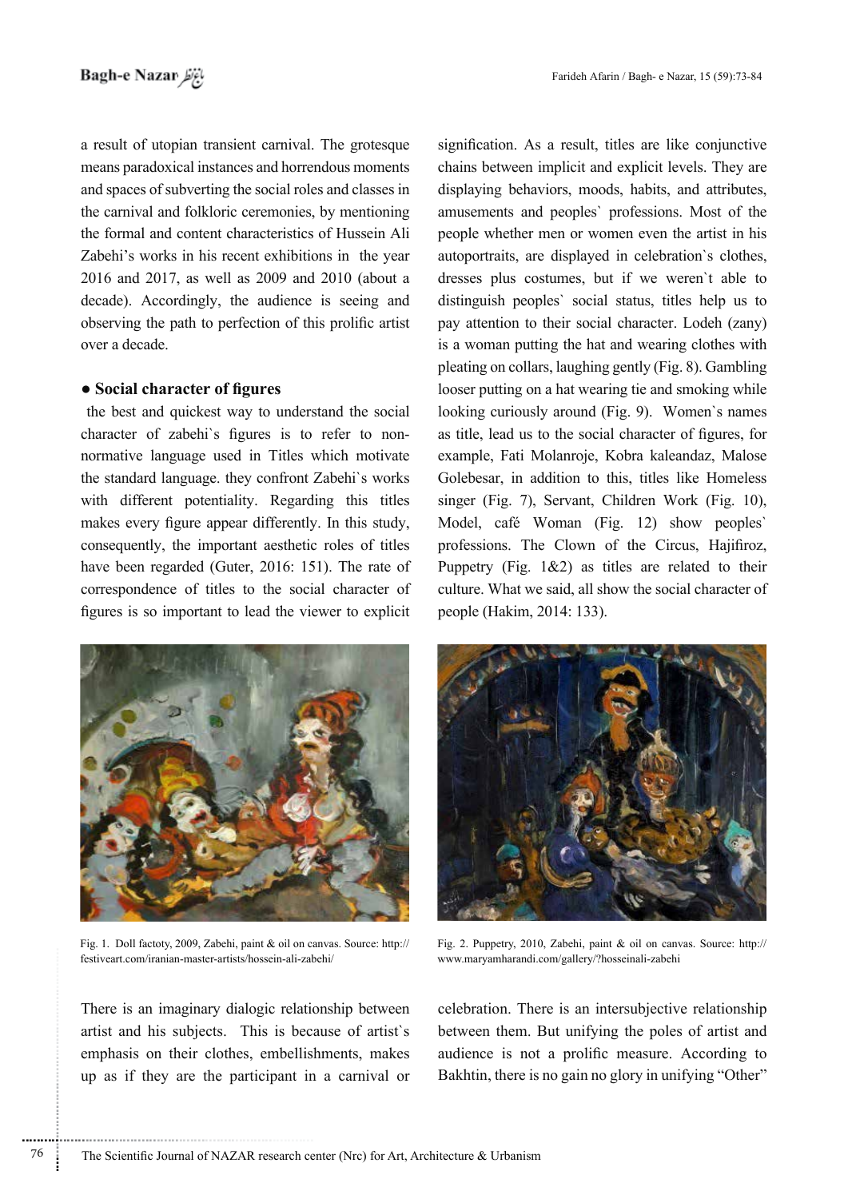a result of utopian transient carnival. The grotesque means paradoxical instances and horrendous moments and spaces of subverting the social roles and classes in the carnival and folkloric ceremonies, by mentioning the formal and content characteristics of Hussein Ali Zabehi's works in his recent exhibitions in the year 2016 and 2017, as well as 2009 and 2010 (about a decade). Accordingly, the audience is seeing and observing the path to perfection of this prolific artist over a decade.

### • Social character of figures

the best and quickest way to understand the social character of zabehi`s figures is to refer to non-normative language used in Titles which motivate the standard language. they confront Zabehi`s works with different potentiality. Regarding this titles makes every figure appear differently. In this study, consequently, the important aesthetic roles of titles have been regarded (Guter, 2016: 151). The rate of correspondence of titles to the social character of figures is so important to lead the viewer to explicit signification. As a result, titles are like conjunctive chains between implicit and explicit levels. They are displaying behaviors, moods, habits, and attributes, amusements and peoples` professions. Most of the people whether men or women even the artist in his autoportraits, are displayed in celebration`s clothes, dresses plus costumes, but if we weren`t able to distinguish peoples` social status, titles help us to pay attention to their social character. Lodeh (zany) is a woman putting the hat and wearing clothes with pleating on collars, laughing gently (Fig. 8). Gambling looser putting on a hat wearing tie and smoking while looking curiously around (Fig. 9). Women`s names as title, lead us to the social character of figures, for example, Fati Molanroje, Kobra kaleandaz, Malose Golebesar, in addition to this, titles like Homeless singer (Fig. 7), Servant, Children Work (Fig. 10), Model, café Woman (Fig. 12) show peoples` professions. The Clown of the Circus, Hajifiroz, Puppetry (Fig. 1&2) as titles are related to their culture. What we said, all show the social character of people (Hakim, 2014: 133).

Fig. 1. Doll factoty, 2009, Zabehi, paint & oil on canvas. Source: http://festiveart.com/iranian-master-artists/hossein-ali-zabehi/

Fig. 2. Puppetry, 2010, Zabehi, paint & oil on canvas. Source: http://www.maryamharandi.com/gallery/?hosseinali-zabehi

There is an imaginary dialogic relationship between artist and his subjects. This is because of artist`s emphasis on their clothes, embellishments, makes up as if they are the participant in a carnival or celebration. There is an intersubjective relationship between them. But unifying the poles of artist and audience is not a prolific measure. According to Bakhtin, there is no gain no glory in unifying "Other"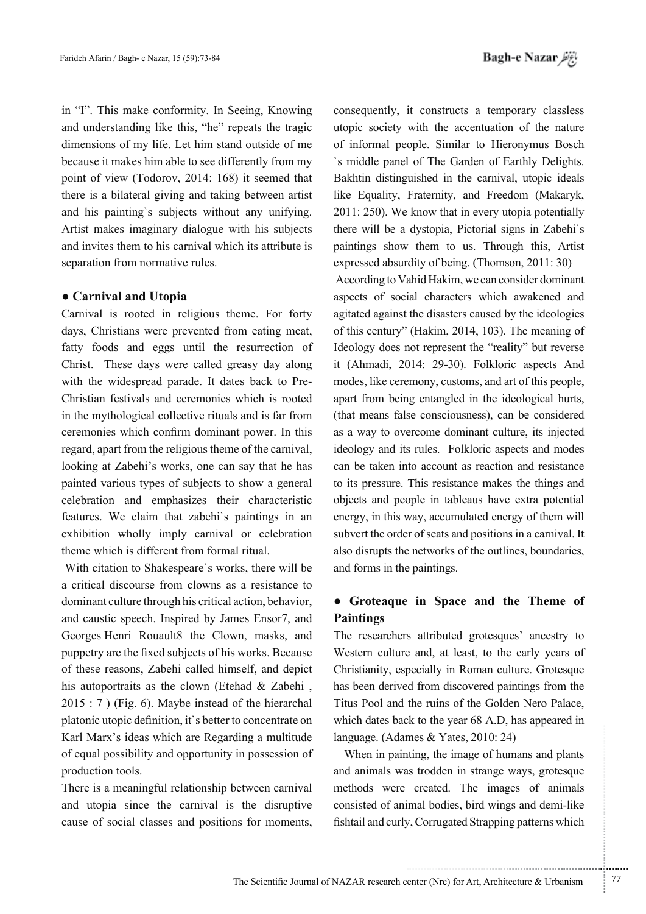in "I". This make conformity. In Seeing, Knowing and understanding like this, "he" repeats the tragic dimensions of my life. Let him stand outside of me because it makes him able to see differently from my point of view (Todorov, 2014: 168) it seemed that there is a bilateral giving and taking between artist and his painting`s subjects without any unifying. Artist makes imaginary dialogue with his subjects and invites them to his carnival which its attribute is separation from normative rules.

## ● Carnival and Utopia

Carnival is rooted in religious theme. For forty days, Christians were prevented from eating meat, fatty foods and eggs until the resurrection of Christ. These days were called greasy day along with the widespread parade. It dates back to Pre-Christian festivals and ceremonies which is rooted in the mythological collective rituals and is far from ceremonies which confirm dominant power. In this regard, apart from the religious theme of the carnival, looking at Zabehi's works, one can say that he has painted various types of subjects to show a general celebration and emphasizes their characteristic features. We claim that zabehi`s paintings in an exhibition wholly imply carnival or celebration theme which is different from formal ritual.

With citation to Shakespeare`s works, there will be a critical discourse from clowns as a resistance to dominant culture through his critical action, behavior, and caustic speech. Inspired by James Ensor7, and Georges Henri Rouault8 the Clown, masks, and puppetry are the fixed subjects of his works. Because of these reasons, Zabehi called himself, and depict his autoportraits as the clown (Etehad & Zabehi , 2015 : 7 ) (Fig. 6). Maybe instead of the hierarchal platonic utopic definition, it`s better to concentrate on Karl Marx's ideas which are Regarding a multitude of equal possibility and opportunity in possession of production tools.

There is a meaningful relationship between carnival and utopia since the carnival is the disruptive cause of social classes and positions for moments, consequently, it constructs a temporary classless utopic society with the accentuation of the nature of informal people. Similar to Hieronymus Bosch `s middle panel of The Garden of Earthly Delights. Bakhtin distinguished in the carnival, utopic ideals like Equality, Fraternity, and Freedom (Makaryk, 2011: 250). We know that in every utopia potentially there will be a dystopia, Pictorial signs in Zabehi`s paintings show them to us. Through this, Artist expressed absurdity of being. (Thomson, 2011: 30)

According to Vahid Hakim, we can consider dominant aspects of social characters which awakened and agitated against the disasters caused by the ideologies of this century" (Hakim, 2014, 103). The meaning of Ideology does not represent the "reality" but reverse it (Ahmadi, 2014: 29-30). Folkloric aspects And modes, like ceremony, customs, and art of this people, apart from being entangled in the ideological hurts, (that means false consciousness), can be considered as a way to overcome dominant culture, its injected ideology and its rules. Folkloric aspects and modes can be taken into account as reaction and resistance to its pressure. This resistance makes the things and objects and people in tableaus have extra potential energy, in this way, accumulated energy of them will subvert the order of seats and positions in a carnival. It also disrupts the networks of the outlines, boundaries, and forms in the paintings.

## ● Groteaque in Space and the Theme of Paintings

The researchers attributed grotesques' ancestry to Western culture and, at least, to the early years of Christianity, especially in Roman culture. Grotesque has been derived from discovered paintings from the Titus Pool and the ruins of the Golden Nero Palace, which dates back to the year 68 A.D, has appeared in language. (Adames & Yates, 2010: 24)

When in painting, the image of humans and plants and animals was trodden in strange ways, grotesque methods were created. The images of animals consisted of animal bodies, bird wings and demi-like fishtail and curly, Corrugated Strapping patterns which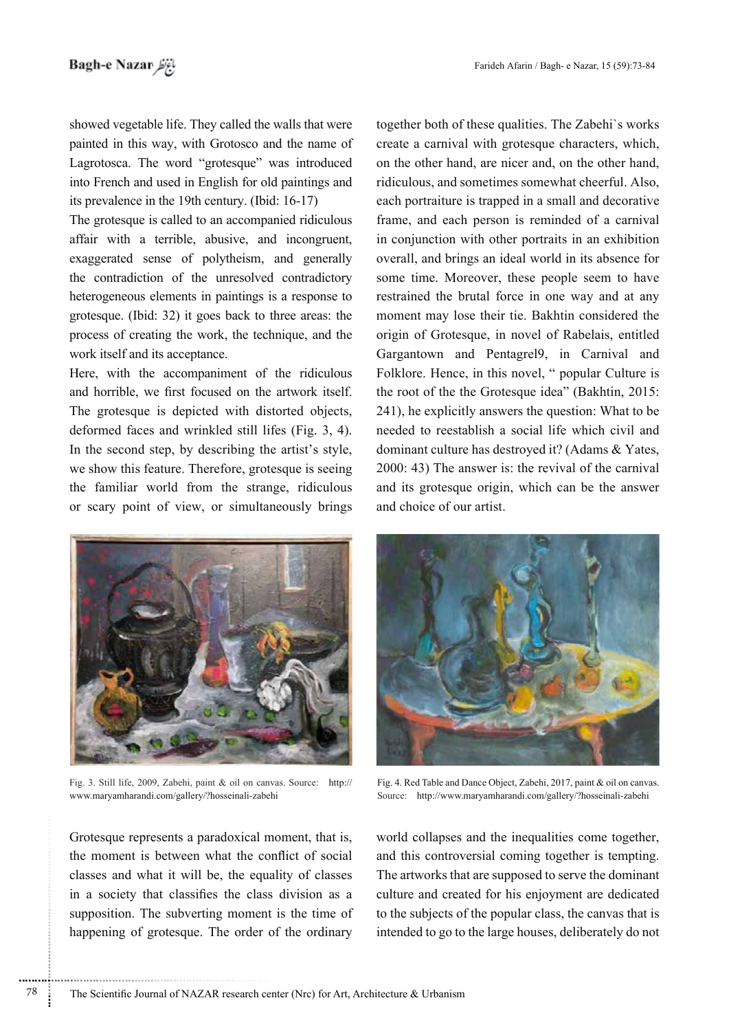showed vegetable life. They called the walls that were painted in this way, with Grotosco and the name of Lagrotosca. The word "grotesque" was introduced into French and used in English for old paintings and its prevalence in the 19th century. (Ibid: 16-17)

The grotesque is called to an accompanied ridiculous affair with a terrible, abusive, and incongruent, exaggerated sense of polytheism, and generally the contradiction of the unresolved contradictory heterogeneous elements in paintings is a response to grotesque. (Ibid: 32) it goes back to three areas: the process of creating the work, the technique, and the work itself and its acceptance.

Here, with the accompaniment of the ridiculous and horrible, we first focused on the artwork itself. The grotesque is depicted with distorted objects, deformed faces and wrinkled still lifes (Fig. 3, 4). In the second step, by describing the artist's style, we show this feature. Therefore, grotesque is seeing the familiar world from the strange, ridiculous or scary point of view, or simultaneously brings together both of these qualities. The Zabehi`s works create a carnival with grotesque characters, which, on the other hand, are nicer and, on the other hand, ridiculous, and sometimes somewhat cheerful. Also, each portraiture is trapped in a small and decorative frame, and each person is reminded of a carnival in conjunction with other portraits in an exhibition overall, and brings an ideal world in its absence for some time. Moreover, these people seem to have restrained the brutal force in one way and at any moment may lose their tie. Bakhtin considered the origin of Grotesque, in novel of Rabelais, entitled Gargantown and Pentagrel9, in Carnival and Folklore. Hence, in this novel, " popular Culture is the root of the the Grotesque idea" (Bakhtin, 2015: 241), he explicitly answers the question: What to be needed to reestablish a social life which civil and dominant culture has destroyed it? (Adams & Yates, 2000: 43) The answer is: the revival of the carnival and its grotesque origin, which can be the answer and choice of our artist.

Fig. 3. Still life, 2009, Zabehi, paint & oil on canvas. Source: http://www.maryamharandi.com/gallery/?hosseinali-zabehi

Fig. 4. Red Table and Dance Object, Zabehi, 2017, paint & oil on canvas. Source: http://www.maryamharandi.com/gallery/?hosseinali-zabehi

Grotesque represents a paradoxical moment, that is, the moment is between what the conflict of social classes and what it will be, the equality of classes in a society that classifies the class division as a supposition. The subverting moment is the time of happening of grotesque. The order of the ordinary world collapses and the inequalities come together, and this controversial coming together is tempting. The artworks that are supposed to serve the dominant culture and created for his enjoyment are dedicated to the subjects of the popular class, the canvas that is intended to go to the large houses, deliberately do not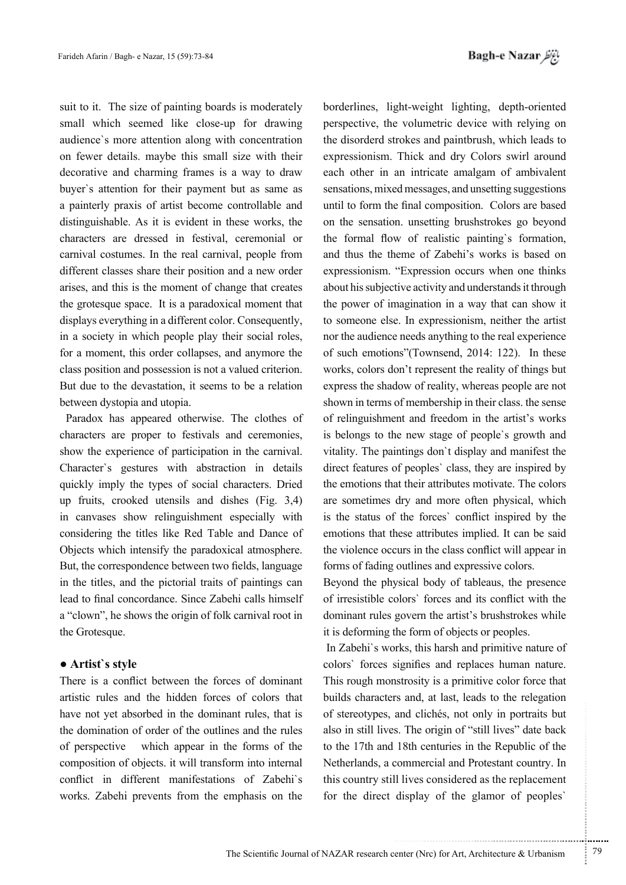suit to it. The size of painting boards is moderately small which seemed like close-up for drawing audience`s more attention along with concentration on fewer details. maybe this small size with their decorative and charming frames is a way to draw buyer`s attention for their payment but as same as a painterly praxis of artist become controllable and distinguishable. As it is evident in these works, the characters are dressed in festival, ceremonial or carnival costumes. In the real carnival, people from different classes share their position and a new order arises, and this is the moment of change that creates the grotesque space. It is a paradoxical moment that displays everything in a different color. Consequently, in a society in which people play their social roles, for a moment, this order collapses, and anymore the class position and possession is not a valued criterion. But due to the devastation, it seems to be a relation between dystopia and utopia.

Paradox has appeared otherwise. The clothes of characters are proper to festivals and ceremonies, show the experience of participation in the carnival. Character`s gestures with abstraction in details quickly imply the types of social characters. Dried up fruits, crooked utensils and dishes (Fig. 3,4) in canvases show relinguishment especially with considering the titles like Red Table and Dance of Objects which intensify the paradoxical atmosphere. But, the correspondence between two fields, language in the titles, and the pictorial traits of paintings can lead to final concordance. Since Zabehi calls himself a "clown", he shows the origin of folk carnival root in the Grotesque.

## ● Artist`s style

There is a conflict between the forces of dominant artistic rules and the hidden forces of colors that have not yet absorbed in the dominant rules, that is the domination of order of the outlines and the rules of perspective which appear in the forms of the composition of objects. it will transform into internal conflict in different manifestations of Zabehi`s works. Zabehi prevents from the emphasis on the borderlines, light-weight lighting, depth-oriented perspective, the volumetric device with relying on the disorderd strokes and paintbrush, which leads to expressionism. Thick and dry Colors swirl around each other in an intricate amalgam of ambivalent sensations, mixed messages, and unsetting suggestions until to form the final composition. Colors are based on the sensation. unsetting brushstrokes go beyond the formal flow of realistic painting`s formation, and thus the theme of Zabehi's works is based on expressionism. "Expression occurs when one thinks about his subjective activity and understands it through the power of imagination in a way that can show it to someone else. In expressionism, neither the artist nor the audience needs anything to the real experience of such emotions"(Townsend, 2014: 122). In these works, colors don't represent the reality of things but express the shadow of reality, whereas people are not shown in terms of membership in their class. the sense of relinguishment and freedom in the artist's works is belongs to the new stage of people`s growth and vitality. The paintings don`t display and manifest the direct features of peoples` class, they are inspired by the emotions that their attributes motivate. The colors are sometimes dry and more often physical, which is the status of the forces` conflict inspired by the emotions that these attributes implied. It can be said the violence occurs in the class conflict will appear in forms of fading outlines and expressive colors.

Beyond the physical body of tableaus, the presence of irresistible colors` forces and its conflict with the dominant rules govern the artist's brushstrokes while it is deforming the form of objects or peoples.

In Zabehi`s works, this harsh and primitive nature of colors` forces signifies and replaces human nature. This rough monstrosity is a primitive color force that builds characters and, at last, leads to the relegation of stereotypes, and clichés, not only in portraits but also in still lives. The origin of "still lives" date back to the 17th and 18th centuries in the Republic of the Netherlands, a commercial and Protestant country. In this country still lives considered as the replacement for the direct display of the glamor of peoples`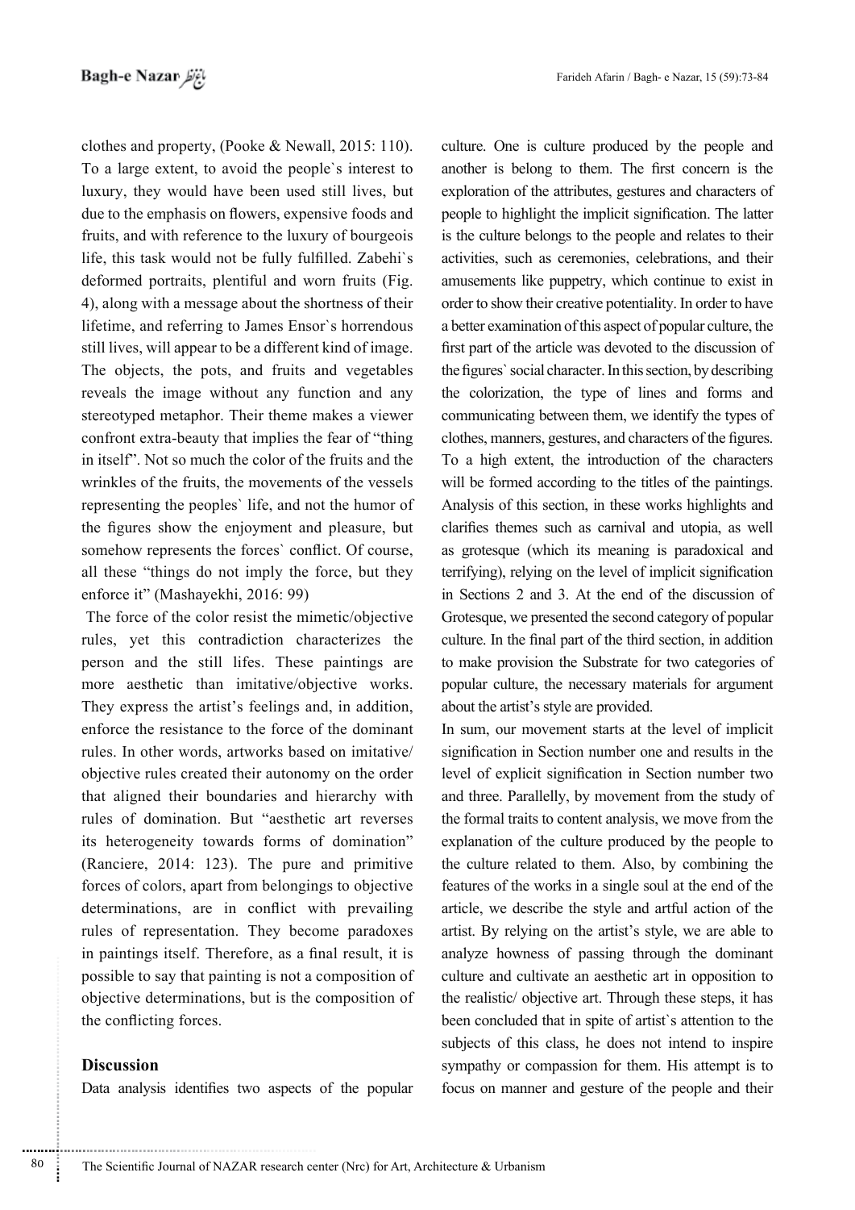clothes and property, (Pooke & Newall, 2015: 110). To a large extent, to avoid the people`s interest to luxury, they would have been used still lives, but due to the emphasis on flowers, expensive foods and fruits, and with reference to the luxury of bourgeois life, this task would not be fully fulfilled. Zabehi`s deformed portraits, plentiful and worn fruits (Fig. 4), along with a message about the shortness of their lifetime, and referring to James Ensor`s horrendous still lives, will appear to be a different kind of image. The objects, the pots, and fruits and vegetables reveals the image without any function and any stereotyped metaphor. Their theme makes a viewer confront extra-beauty that implies the fear of "thing in itself". Not so much the color of the fruits and the wrinkles of the fruits, the movements of the vessels representing the peoples` life, and not the humor of the figures show the enjoyment and pleasure, but somehow represents the forces` conflict. Of course, all these "things do not imply the force, but they enforce it" (Mashayekhi, 2016: 99)

The force of the color resist the mimetic/objective rules, yet this contradiction characterizes the person and the still lifes. These paintings are more aesthetic than imitative/objective works. They express the artist's feelings and, in addition, enforce the resistance to the force of the dominant rules. In other words, artworks based on imitative/ objective rules created their autonomy on the order that aligned their boundaries and hierarchy with rules of domination. But "aesthetic art reverses its heterogeneity towards forms of domination" (Ranciere, 2014: 123). The pure and primitive forces of colors, apart from belongings to objective determinations, are in conflict with prevailing rules of representation. They become paradoxes in paintings itself. Therefore, as a final result, it is possible to say that painting is not a composition of objective determinations, but is the composition of the conflicting forces.

## Discussion

Data analysis identifies two aspects of the popular culture. One is culture produced by the people and another is belong to them. The first concern is the exploration of the attributes, gestures and characters of people to highlight the implicit signification. The latter is the culture belongs to the people and relates to their activities, such as ceremonies, celebrations, and their amusements like puppetry, which continue to exist in order to show their creative potentiality. In order to have a better examination of this aspect of popular culture, the first part of the article was devoted to the discussion of the figures` social character. In this section, by describing the colorization, the type of lines and forms and communicating between them, we identify the types of clothes, manners, gestures, and characters of the figures. To a high extent, the introduction of the characters will be formed according to the titles of the paintings. Analysis of this section, in these works highlights and clarifies themes such as carnival and utopia, as well as grotesque (which its meaning is paradoxical and terrifying), relying on the level of implicit signification in Sections 2 and 3. At the end of the discussion of Grotesque, we presented the second category of popular culture. In the final part of the third section, in addition to make provision the Substrate for two categories of popular culture, the necessary materials for argument about the artist's style are provided.

In sum, our movement starts at the level of implicit signification in Section number one and results in the level of explicit signification in Section number two and three. Parallelly, by movement from the study of the formal traits to content analysis, we move from the explanation of the culture produced by the people to the culture related to them. Also, by combining the features of the works in a single soul at the end of the article, we describe the style and artful action of the artist. By relying on the artist's style, we are able to analyze howness of passing through the dominant culture and cultivate an aesthetic art in opposition to the realistic/ objective art. Through these steps, it has been concluded that in spite of artist`s attention to the subjects of this class, he does not intend to inspire sympathy or compassion for them. His attempt is to focus on manner and gesture of the people and their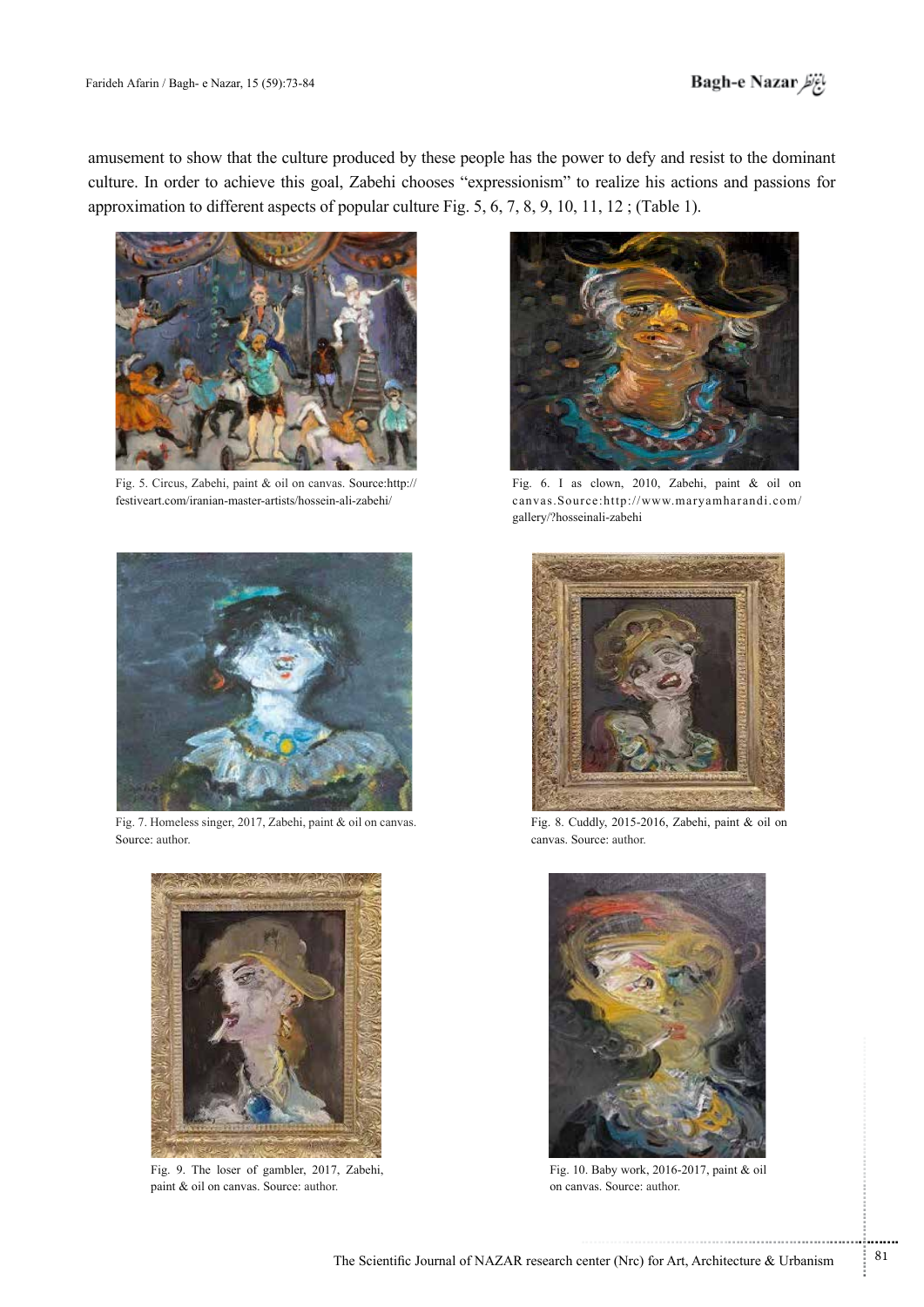amusement to show that the culture produced by these people has the power to defy and resist to the dominant culture. In order to achieve this goal, Zabehi chooses "expressionism" to realize his actions and passions for approximation to different aspects of popular culture Fig. 5, 6, 7, 8, 9, 10, 11, 12 ; (Table 1).

Fig. 5. Circus, Zabehi, paint & oil on canvas. Source:http://festiveart.com/iranian-master-artists/hossein-ali-zabehi/

Fig. 6. I as clown, 2010, Zabehi, paint & oil on canvas.Source:http://www.maryamharandi.com/gallery/?hosseinali-zabehi

Fig. 7. Homeless singer, 2017, Zabehi, paint & oil on canvas. Source: author.

Fig. 8. Cuddly, 2015-2016, Zabehi, paint & oil on canvas. Source: author.

Fig. 9. The loser of gambler, 2017, Zabehi, paint & oil on canvas. Source: author.

Fig. 10. Baby work, 2016-2017, paint & oil on canvas. Source: author.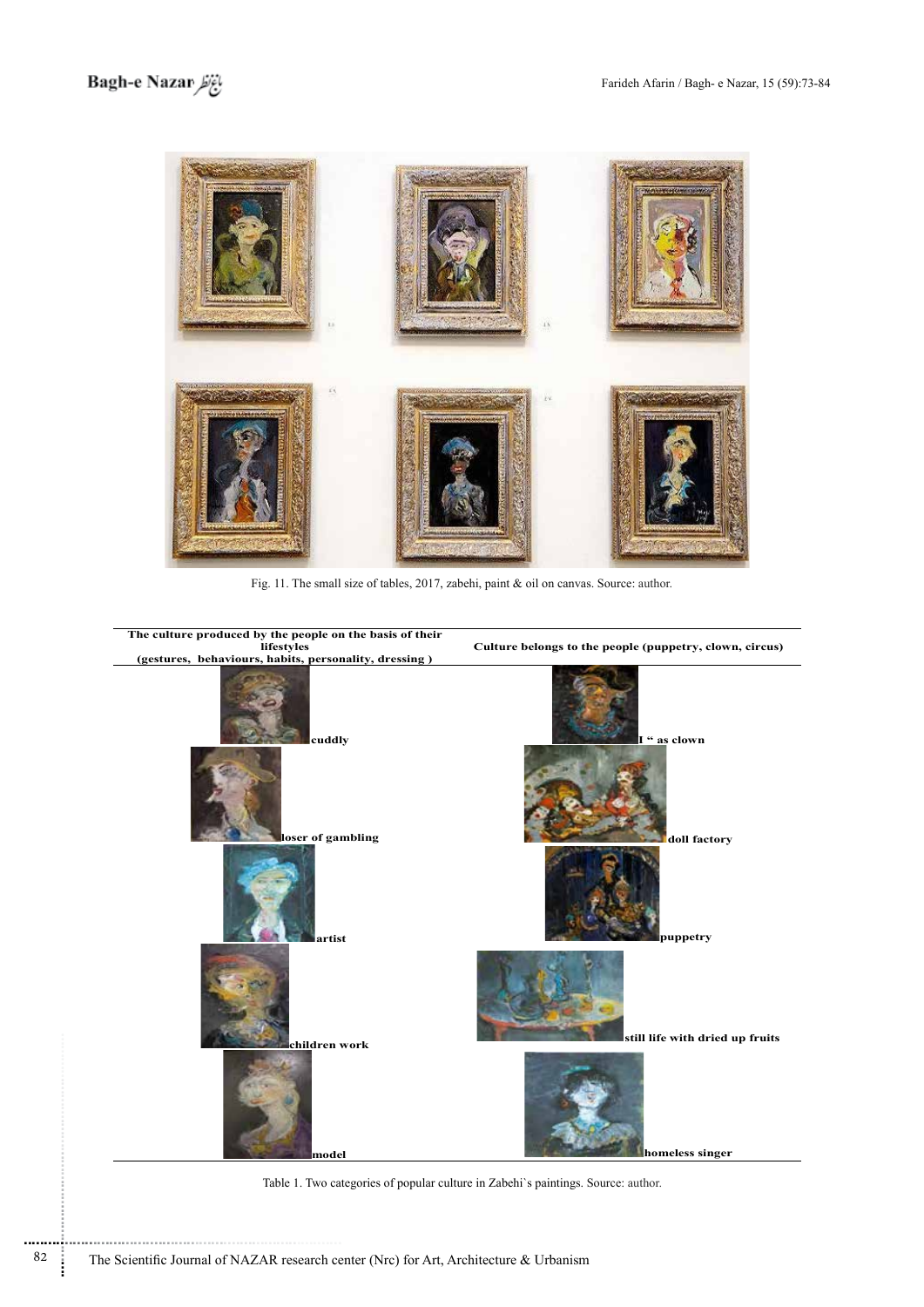Fig. 11. The small size of tables, 2017, zabehi, paint & oil on canvas. Source: author.

| The culture produced by the people on the basis of their lifestyles (gestures, behaviours, habits, personality, dressing ) | Culture belongs to the people (puppetry, clown, circus) |
|---|---|
| cuddly | I " as clown |
| loser of gambling | doll factory |
| artist | puppetry |
| children work | still life with dried up fruits |
| model | homeless singer |

Table 1. Two categories of popular culture in Zabehi`s paintings. Source: author.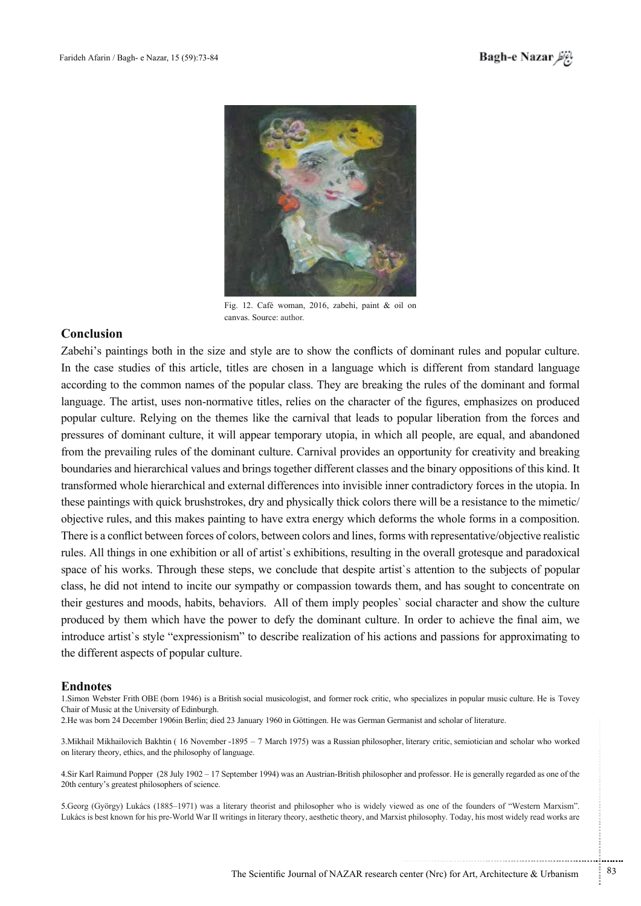Fig. 12. Café woman, 2016, zabehi, paint & oil on canvas. Source: author.

## Conclusion

Zabehi's paintings both in the size and style are to show the conflicts of dominant rules and popular culture. In the case studies of this article, titles are chosen in a language which is different from standard language according to the common names of the popular class. They are breaking the rules of the dominant and formal language. The artist, uses non-normative titles, relies on the character of the figures, emphasizes on produced popular culture. Relying on the themes like the carnival that leads to popular liberation from the forces and pressures of dominant culture, it will appear temporary utopia, in which all people, are equal, and abandoned from the prevailing rules of the dominant culture. Carnival provides an opportunity for creativity and breaking boundaries and hierarchical values and brings together different classes and the binary oppositions of this kind. It transformed whole hierarchical and external differences into invisible inner contradictory forces in the utopia. In these paintings with quick brushstrokes, dry and physically thick colors there will be a resistance to the mimetic/ objective rules, and this makes painting to have extra energy which deforms the whole forms in a composition. There is a conflict between forces of colors, between colors and lines, forms with representative/objective realistic rules. All things in one exhibition or all of artist`s exhibitions, resulting in the overall grotesque and paradoxical space of his works. Through these steps, we conclude that despite artist`s attention to the subjects of popular class, he did not intend to incite our sympathy or compassion towards them, and has sought to concentrate on their gestures and moods, habits, behaviors. All of them imply peoples` social character and show the culture produced by them which have the power to defy the dominant culture. In order to achieve the final aim, we introduce artist`s style "expressionism" to describe realization of his actions and passions for approximating to the different aspects of popular culture.

## Endnotes

1.Simon Webster Frith OBE (born 1946) is a British social musicologist, and former rock critic, who specializes in popular music culture. He is Tovey Chair of Music at the University of Edinburgh.

2.He was born 24 December 1906in Berlin; died 23 January 1960 in Göttingen. He was German Germanist and scholar of literature.

3.Mikhail Mikhailovich Bakhtin ( 16 November -1895 – 7 March 1975) was a Russian philosopher, literary critic, semiotician and scholar who worked on literary theory, ethics, and the philosophy of language.

4.Sir Karl Raimund Popper (28 July 1902 – 17 September 1994) was an Austrian-British philosopher and professor. He is generally regarded as one of the 20th century's greatest philosophers of science.

5.Georg (György) Lukács (1885–1971) was a literary theorist and philosopher who is widely viewed as one of the founders of "Western Marxism". Lukács is best known for his pre-World War II writings in literary theory, aesthetic theory, and Marxist philosophy. Today, his most widely read works are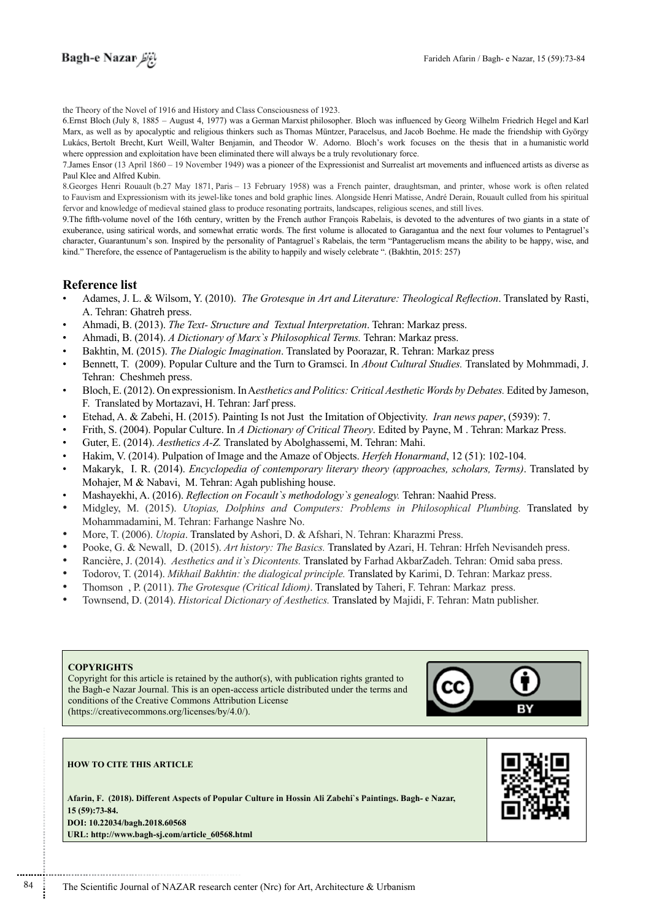the Theory of the Novel of 1916 and History and Class Consciousness of 1923.

6.Ernst Bloch (July 8, 1885 – August 4, 1977) was a German Marxist philosopher. Bloch was influenced by Georg Wilhelm Friedrich Hegel and Karl Marx, as well as by apocalyptic and religious thinkers such as Thomas Müntzer, Paracelsus, and Jacob Boehme. He made the friendship with György Lukács, Bertolt Brecht, Kurt Weill, Walter Benjamin, and Theodor W. Adorno. Bloch's work focuses on the thesis that in a humanistic world where oppression and exploitation have been eliminated there will always be a truly revolutionary force.

7.James Ensor (13 April 1860 – 19 November 1949) was a pioneer of the Expressionist and Surrealist art movements and influenced artists as diverse as Paul Klee and Alfred Kubin.

8.Georges Henri Rouault (b.27 May 1871, Paris – 13 February 1958) was a French painter, draughtsman, and printer, whose work is often related to Fauvism and Expressionism with its jewel-like tones and bold graphic lines. Alongside Henri Matisse, André Derain, Rouault culled from his spiritual fervor and knowledge of medieval stained glass to produce resonating portraits, landscapes, religious scenes, and still lives.

9.The fifth-volume novel of the 16th century, written by the French author François Rabelais, is devoted to the adventures of two giants in a state of exuberance, using satirical words, and somewhat erratic words. The first volume is allocated to Garagantua and the next four volumes to Pentagruel's character, Guaruntunum's son. Inspired by the personality of Pantagruel`s Rabelais, the term "Pantageruelism means the ability to be happy, wise, and kind." Therefore, the essence of Pantageruelism is the ability to happily and wisely celebrate ". (Bakhtin, 2015: 257)

## Reference list

- Adames, J. L. & Wilsom, Y. (2010). *The Grotesque in Art and Literature: Theological Reflection*. Translated by Rasti, A. Tehran: Ghatreh press.
- Ahmadi, B. (2013). *The Text- Structure and Textual Interpretation*. Tehran: Markaz press.
- Ahmadi, B. (2014). *A Dictionary of Marx`s Philosophical Terms.* Tehran: Markaz press.
- Bakhtin, M. (2015). *The Dialogic Imagination*. Translated by Poorazar, R. Tehran: Markaz press
- Bennett, T. (2009). Popular Culture and the Turn to Gramsci. In *About Cultural Studies.* Translated by Mohmmadi, J. Tehran: Cheshmeh press.
- Bloch, E. (2012). On expressionism. In *Aesthetics and Politics: Critical Aesthetic Words by Debates.* Edited by Jameson, F. Translated by Mortazavi, H. Tehran: Jarf press.
- Etehad, A. & Zabehi, H. (2015). Painting Is not Just the Imitation of Objectivity. *Iran news paper*, (5939): 7.
- Frith, S. (2004). Popular Culture. In *A Dictionary of Critical Theory*. Edited by Payne, M . Tehran: Markaz Press.
- Guter, E. (2014). *Aesthetics A-Z.* Translated by Abolghassemi, M. Tehran: Mahi.
- Hakim, V. (2014). Pulpation of Image and the Amaze of Objects. *Herfeh Honarmand*, 12 (51): 102-104.
- Makaryk, I. R. (2014). *Encyclopedia of contemporary literary theory (approaches, scholars, Terms)*. Translated by Mohajer, M & Nabavi, M. Tehran: Agah publishing house.
- Mashayekhi, A. (2016). *Reflection on Focault`s methodology`s genealogy.* Tehran: Naahid Press.
- Midgley, M. (2015). *Utopias, Dolphins and Computers: Problems in Philosophical Plumbing.* Translated by Mohammadamini, M. Tehran: Farhange Nashre No.
- More, T. (2006). *Utopia*. Translated by Ashori, D. & Afshari, N. Tehran: Kharazmi Press.
- Pooke, G. & Newall, D. (2015). *Art history: The Basics.* Translated by Azari, H. Tehran: Hrfeh Nevisandeh press.
- Rancière, J. (2014). *Aesthetics and it`s Dicontents.* Translated by Farhad AkbarZadeh. Tehran: Omid saba press.
- Todorov, T. (2014). *Mikhail Bakhtin: the dialogical principle.* Translated by Karimi, D. Tehran: Markaz press.
- Thomson , P. (2011). *The Grotesque (Critical Idiom)*. Translated by Taheri, F. Tehran: Markaz press.
- Townsend, D. (2014). *Historical Dictionary of Aesthetics.* Translated by Majidi, F. Tehran: Matn publisher.

**COPYRIGHTS**

Copyright for this article is retained by the author(s), with publication rights granted to the Bagh-e Nazar Journal. This is an open-access article distributed under the terms and conditions of the Creative Commons Attribution License (https://creativecommons.org/licenses/by/4.0/).

**HOW TO CITE THIS ARTICLE**

**Afarin, F. (2018). Different Aspects of Popular Culture in Hossin Ali Zabehi`s Paintings. Bagh- e Nazar, 15 (59):73-84.**

**DOI: 10.22034/bagh.2018.60568**

**URL: http://www.bagh-sj.com/article_60568.html**